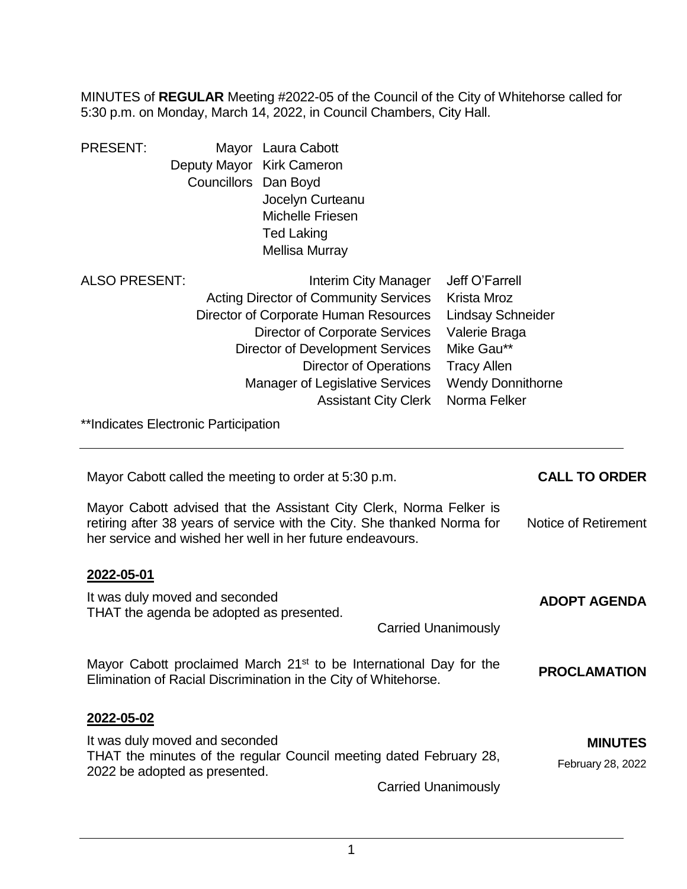MINUTES of **REGULAR** Meeting #2022-05 of the Council of the City of Whitehorse called for 5:30 p.m. on Monday, March 14, 2022, in Council Chambers, City Hall.

| PRESENT: | | |
|---|---|---|
| | Mayor | Laura Cabott |
| | Deputy Mayor | Kirk Cameron |
| | Councillors | Dan Boyd |
| | | Jocelyn Curteanu |
| | | Michelle Friesen |
| | | Ted Laking |
| | | Mellisa Murray |

| ALSO PRESENT: | | |
|---|---|---|
| | Interim City Manager | Jeff O'Farrell |
| | Acting Director of Community Services | Krista Mroz |
| | Director of Corporate Human Resources | Lindsay Schneider |
| | Director of Corporate Services | Valerie Braga |
| | Director of Development Services | Mike Gau** |
| | Director of Operations | Tracy Allen |
| | Manager of Legislative Services | Wendy Donnithorne |
| | Assistant City Clerk | Norma Felker |

**Indicates Electronic Participation

---

**CALL TO ORDER**

Mayor Cabott called the meeting to order at 5:30 p.m.

Notice of Retirement

Mayor Cabott advised that the Assistant City Clerk, Norma Felker is retiring after 38 years of service with the City. She thanked Norma for her service and wished her well in her future endeavours.

**2022-05-01**

**ADOPT AGENDA**

It was duly moved and seconded
THAT the agenda be adopted as presented.

Carried Unanimously

**PROCLAMATION**

Mayor Cabott proclaimed March 21st to be International Day for the Elimination of Racial Discrimination in the City of Whitehorse.

**2022-05-02**

**MINUTES**
February 28, 2022

It was duly moved and seconded
THAT the minutes of the regular Council meeting dated February 28, 2022 be adopted as presented.

Carried Unanimously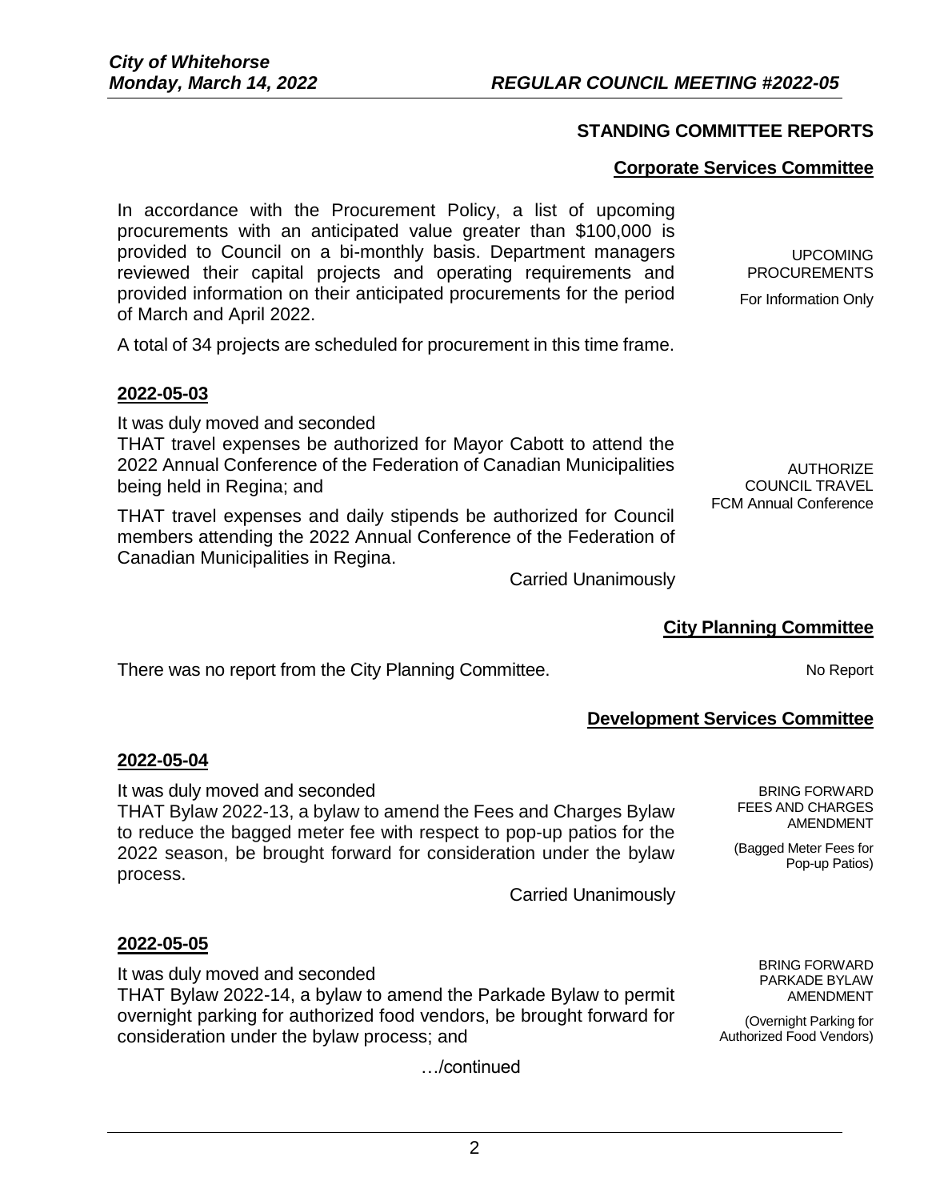## STANDING COMMITTEE REPORTS

### Corporate Services Committee

**UPCOMING PROCUREMENTS**
For Information Only

In accordance with the Procurement Policy, a list of upcoming procurements with an anticipated value greater than $100,000 is provided to Council on a bi-monthly basis. Department managers reviewed their capital projects and operating requirements and provided information on their anticipated procurements for the period of March and April 2022.

A total of 34 projects are scheduled for procurement in this time frame.

**2022-05-03**

**AUTHORIZE COUNCIL TRAVEL**
FCM Annual Conference

It was duly moved and seconded
THAT travel expenses be authorized for Mayor Cabott to attend the 2022 Annual Conference of the Federation of Canadian Municipalities being held in Regina; and

THAT travel expenses and daily stipends be authorized for Council members attending the 2022 Annual Conference of the Federation of Canadian Municipalities in Regina.

Carried Unanimously

### City Planning Committee

**No Report**

There was no report from the City Planning Committee.

### Development Services Committee

**2022-05-04**

**BRING FORWARD FEES AND CHARGES AMENDMENT**
(Bagged Meter Fees for Pop-up Patios)

It was duly moved and seconded
THAT Bylaw 2022-13, a bylaw to amend the Fees and Charges Bylaw to reduce the bagged meter fee with respect to pop-up patios for the 2022 season, be brought forward for consideration under the bylaw process.

Carried Unanimously

**2022-05-05**

**BRING FORWARD PARKADE BYLAW AMENDMENT**
(Overnight Parking for Authorized Food Vendors)

It was duly moved and seconded
THAT Bylaw 2022-14, a bylaw to amend the Parkade Bylaw to permit overnight parking for authorized food vendors, be brought forward for consideration under the bylaw process; and

…/continued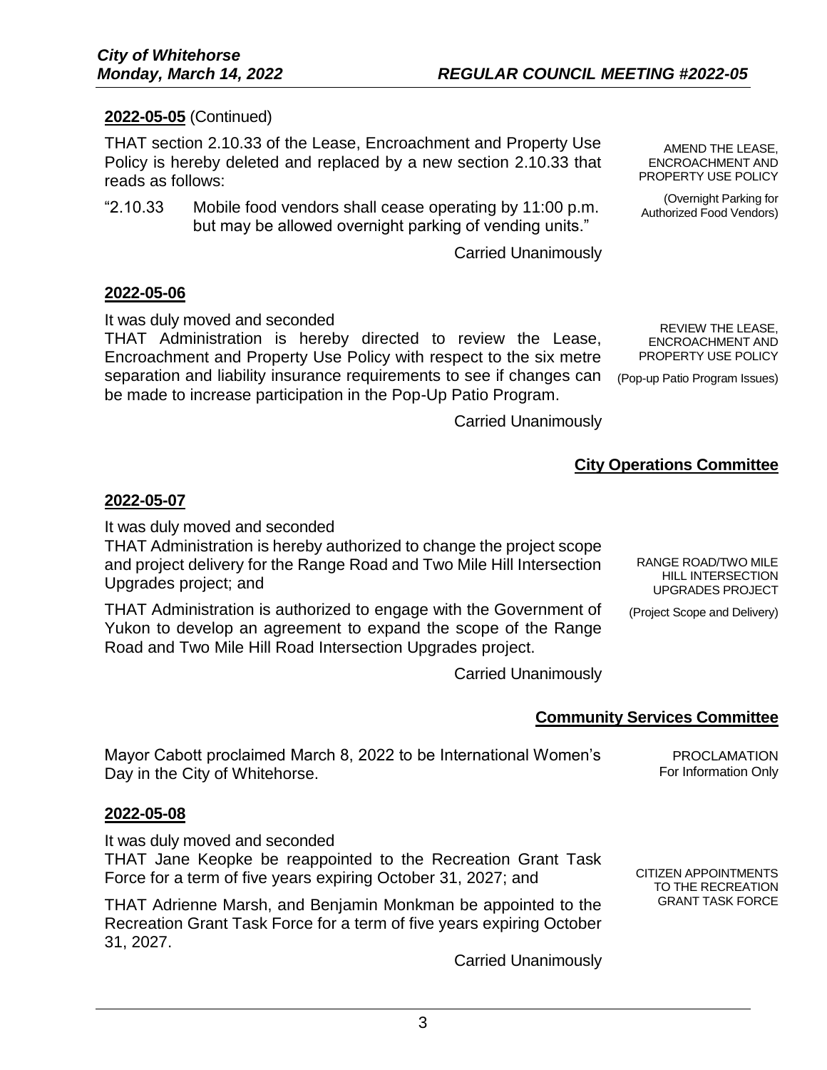**2022-05-05** (Continued)

THAT section 2.10.33 of the Lease, Encroachment and Property Use Policy is hereby deleted and replaced by a new section 2.10.33 that reads as follows:

AMEND THE LEASE, ENCROACHMENT AND PROPERTY USE POLICY

(Overnight Parking for Authorized Food Vendors)

"2.10.33 Mobile food vendors shall cease operating by 11:00 p.m. but may be allowed overnight parking of vending units."

Carried Unanimously

**2022-05-06**

It was duly moved and seconded
THAT Administration is hereby directed to review the Lease, Encroachment and Property Use Policy with respect to the six metre separation and liability insurance requirements to see if changes can be made to increase participation in the Pop-Up Patio Program.

REVIEW THE LEASE, ENCROACHMENT AND PROPERTY USE POLICY

(Pop-up Patio Program Issues)

Carried Unanimously

## City Operations Committee

**2022-05-07**

It was duly moved and seconded
THAT Administration is hereby authorized to change the project scope and project delivery for the Range Road and Two Mile Hill Intersection Upgrades project; and

RANGE ROAD/TWO MILE HILL INTERSECTION UPGRADES PROJECT

(Project Scope and Delivery)

THAT Administration is authorized to engage with the Government of Yukon to develop an agreement to expand the scope of the Range Road and Two Mile Hill Road Intersection Upgrades project.

Carried Unanimously

## Community Services Committee

Mayor Cabott proclaimed March 8, 2022 to be International Women's Day in the City of Whitehorse.

PROCLAMATION
For Information Only

**2022-05-08**

It was duly moved and seconded
THAT Jane Keopke be reappointed to the Recreation Grant Task Force for a term of five years expiring October 31, 2027; and

CITIZEN APPOINTMENTS TO THE RECREATION GRANT TASK FORCE

THAT Adrienne Marsh, and Benjamin Monkman be appointed to the Recreation Grant Task Force for a term of five years expiring October 31, 2027.

Carried Unanimously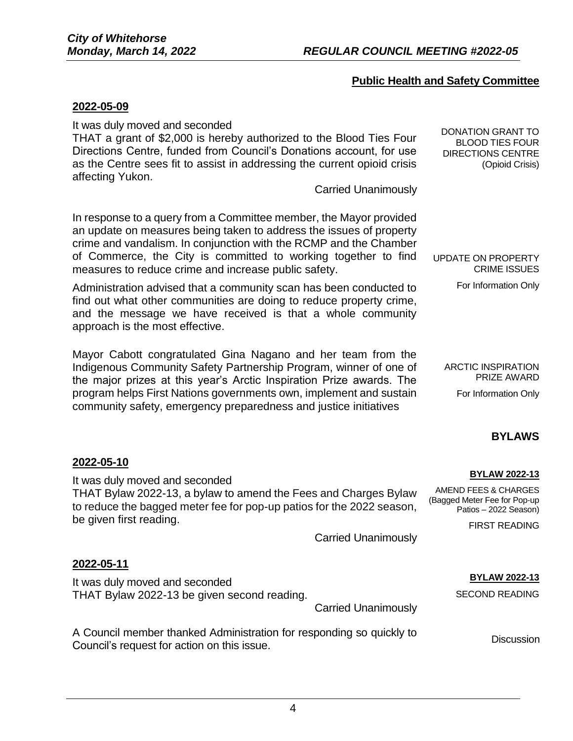## Public Health and Safety Committee

### 2022-05-09

**DONATION GRANT TO BLOOD TIES FOUR DIRECTIONS CENTRE (Opioid Crisis)**

It was duly moved and seconded
THAT a grant of $2,000 is hereby authorized to the Blood Ties Four Directions Centre, funded from Council's Donations account, for use as the Centre sees fit to assist in addressing the current opioid crisis affecting Yukon.

Carried Unanimously

**UPDATE ON PROPERTY CRIME ISSUES**

For Information Only

In response to a query from a Committee member, the Mayor provided an update on measures being taken to address the issues of property crime and vandalism. In conjunction with the RCMP and the Chamber of Commerce, the City is committed to working together to find measures to reduce crime and increase public safety.

Administration advised that a community scan has been conducted to find out what other communities are doing to reduce property crime, and the message we have received is that a whole community approach is the most effective.

**ARCTIC INSPIRATION PRIZE AWARD**

For Information Only

Mayor Cabott congratulated Gina Nagano and her team from the Indigenous Community Safety Partnership Program, winner of one of the major prizes at this year's Arctic Inspiration Prize awards. The program helps First Nations governments own, implement and sustain community safety, emergency preparedness and justice initiatives

## BYLAWS

### 2022-05-10

**BYLAW 2022-13**

AMEND FEES & CHARGES (Bagged Meter Fee for Pop-up Patios – 2022 Season)

FIRST READING

It was duly moved and seconded
THAT Bylaw 2022-13, a bylaw to amend the Fees and Charges Bylaw to reduce the bagged meter fee for pop-up patios for the 2022 season, be given first reading.

Carried Unanimously

### 2022-05-11

**BYLAW 2022-13**

SECOND READING

It was duly moved and seconded
THAT Bylaw 2022-13 be given second reading.

Carried Unanimously

**Discussion**

A Council member thanked Administration for responding so quickly to Council's request for action on this issue.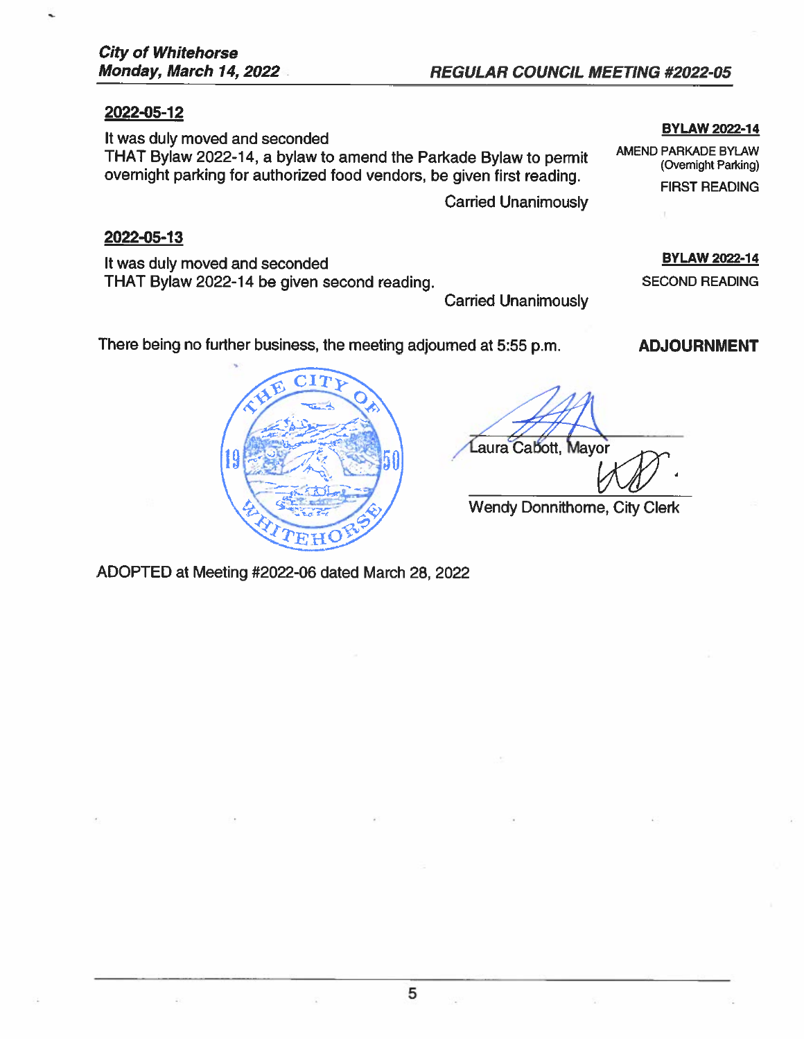## 2022-05-12

**BYLAW 2022-14**

AMEND PARKADE BYLAW (Overnight Parking)

FIRST READING

It was duly moved and seconded
THAT Bylaw 2022-14, a bylaw to amend the Parkade Bylaw to permit overnight parking for authorized food vendors, be given first reading.

Carried Unanimously

## 2022-05-13

**BYLAW 2022-14**

SECOND READING

It was duly moved and seconded
THAT Bylaw 2022-14 be given second reading.

Carried Unanimously

**ADJOURNMENT**

There being no further business, the meeting adjourned at 5:55 p.m.

Laura Cabott, Mayor

Wendy Donnithorne, City Clerk

ADOPTED at Meeting #2022-06 dated March 28, 2022